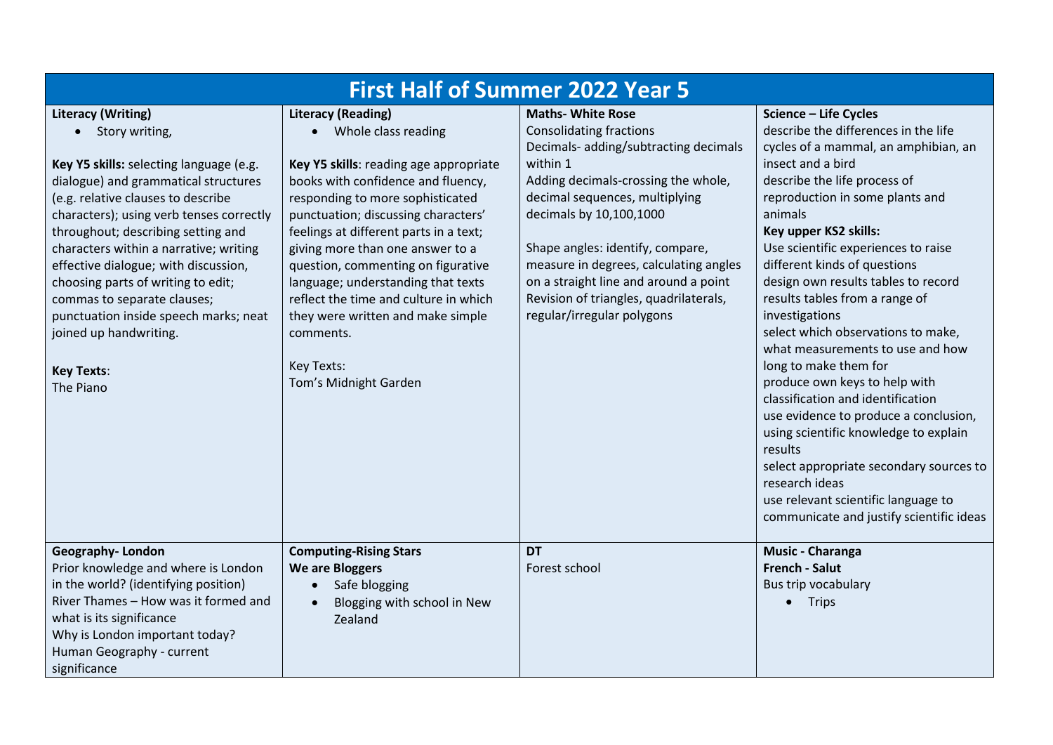# First Half of Summer 2022 Year 5

| **Literacy (Writing)** | **Literacy (Reading)** | **Maths- White Rose** | **Science – Life Cycles** |
|---|---|---|---|
| • Story writing,<br><br>**Key Y5 skills:** selecting language (e.g. dialogue) and grammatical structures (e.g. relative clauses to describe characters); using verb tenses correctly throughout; describing setting and characters within a narrative; writing effective dialogue; with discussion, choosing parts of writing to edit; commas to separate clauses; punctuation inside speech marks; neat joined up handwriting.<br><br>**Key Texts**:<br>The Piano | • Whole class reading<br><br>**Key Y5 skills**: reading age appropriate books with confidence and fluency, responding to more sophisticated punctuation; discussing characters' feelings at different parts in a text; giving more than one answer to a question, commenting on figurative language; understanding that texts reflect the time and culture in which they were written and make simple comments.<br><br>Key Texts:<br>Tom's Midnight Garden | Consolidating fractions<br>Decimals- adding/subtracting decimals within 1<br>Adding decimals-crossing the whole, decimal sequences, multiplying decimals by 10,100,1000<br><br>Shape angles: identify, compare, measure in degrees, calculating angles on a straight line and around a point<br>Revision of triangles, quadrilaterals, regular/irregular polygons | describe the differences in the life cycles of a mammal, an amphibian, an insect and a bird<br>describe the life process of reproduction in some plants and animals<br>**Key upper KS2 skills:**<br>Use scientific experiences to raise different kinds of questions<br>design own results tables to record results tables from a range of investigations<br>select which observations to make, what measurements to use and how long to make them for<br>produce own keys to help with classification and identification<br>use evidence to produce a conclusion, using scientific knowledge to explain results<br>select appropriate secondary sources to research ideas<br>use relevant scientific language to communicate and justify scientific ideas |
| **Geography- London**<br>Prior knowledge and where is London in the world? (identifying position)<br>River Thames – How was it formed and what is its significance<br>Why is London important today?<br>Human Geography - current significance | **Computing-Rising Stars**<br>**We are Bloggers**<br>• Safe blogging<br>• Blogging with school in New Zealand | **DT**<br>Forest school | **Music - Charanga**<br>**French - Salut**<br>Bus trip vocabulary<br>• Trips |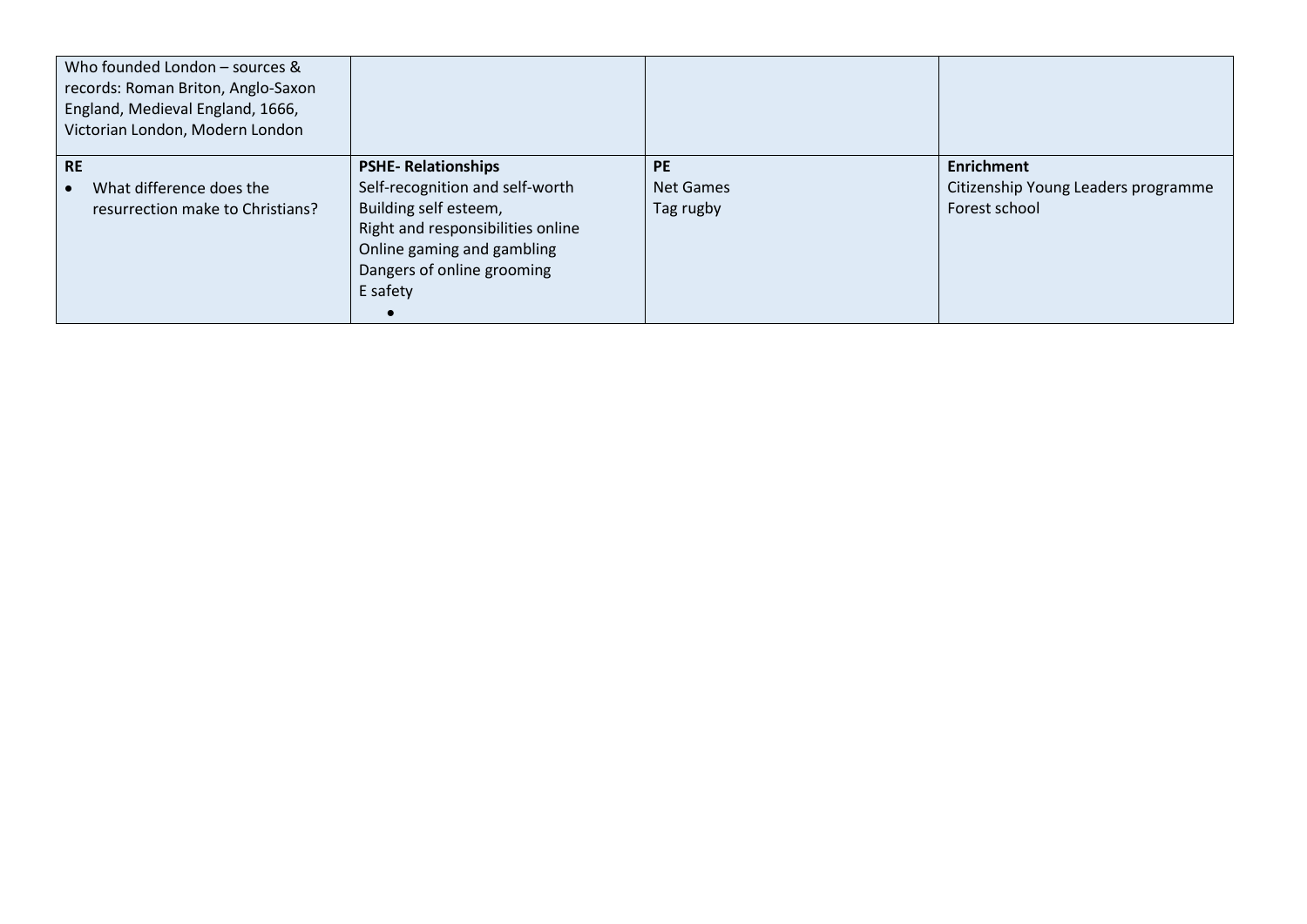| | | | |
|---|---|---|---|
| Who founded London – sources & records: Roman Briton, Anglo-Saxon England, Medieval England, 1666, Victorian London, Modern London | | | |
| **RE**<br>• What difference does the resurrection make to Christians? | **PSHE- Relationships**<br>Self-recognition and self-worth<br>Building self esteem,<br>Right and responsibilities online<br>Online gaming and gambling<br>Dangers of online grooming<br>E safety<br>• | **PE**<br>Net Games<br>Tag rugby | **Enrichment**<br>Citizenship Young Leaders programme<br>Forest school |